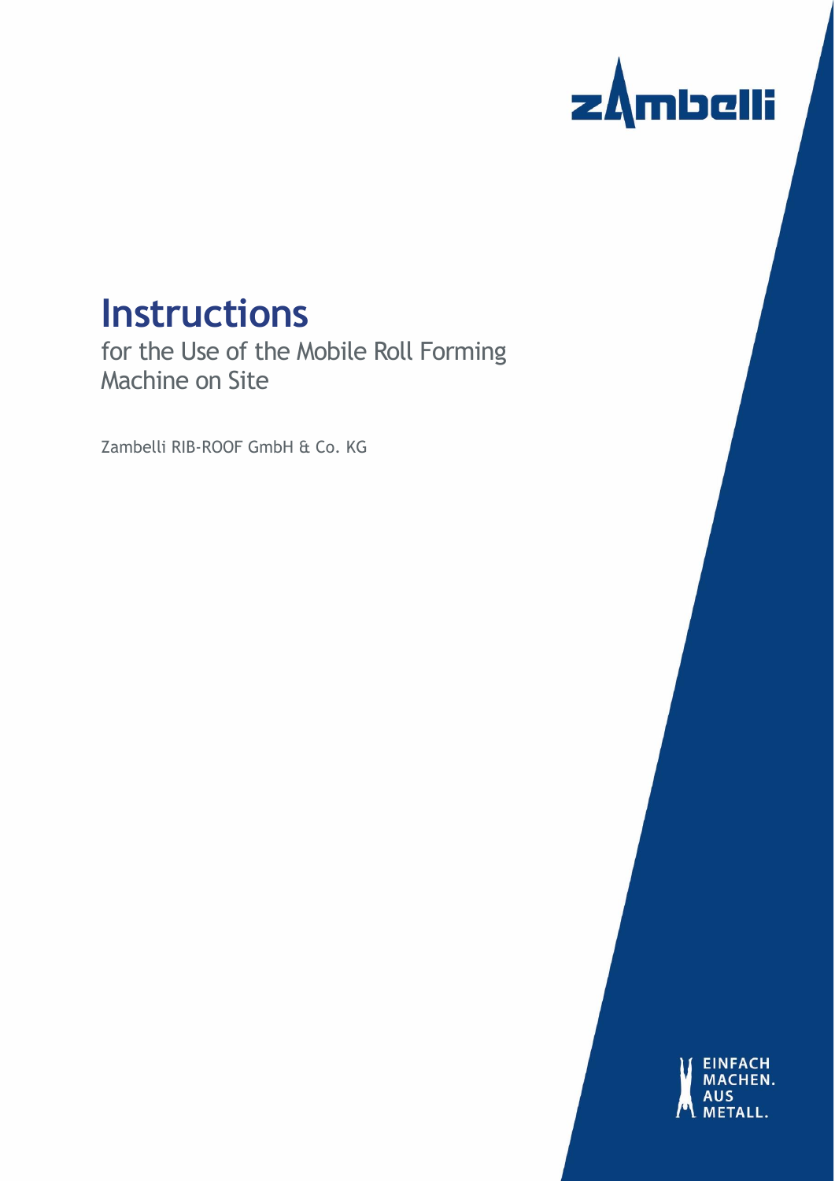zambelli

# Instructions

for the Use of the Mobile Roll Forming Machine on Site

Zambelli RIB-ROOF GmbH & Co. KG

EINFACH MACHEN. AUS METALL.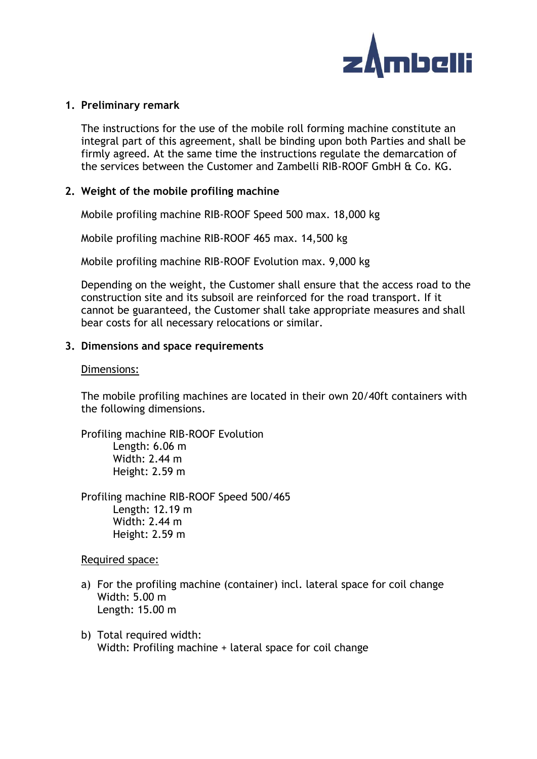## 1. Preliminary remark

The instructions for the use of the mobile roll forming machine constitute an integral part of this agreement, shall be binding upon both Parties and shall be firmly agreed. At the same time the instructions regulate the demarcation of the services between the Customer and Zambelli RIB-ROOF GmbH & Co. KG.

## 2. Weight of the mobile profiling machine

Mobile profiling machine RIB-ROOF Speed 500 max. 18,000 kg

Mobile profiling machine RIB-ROOF 465 max. 14,500 kg

Mobile profiling machine RIB-ROOF Evolution max. 9,000 kg

Depending on the weight, the Customer shall ensure that the access road to the construction site and its subsoil are reinforced for the road transport. If it cannot be guaranteed, the Customer shall take appropriate measures and shall bear costs for all necessary relocations or similar.

## 3. Dimensions and space requirements

Dimensions:

The mobile profiling machines are located in their own 20/40ft containers with the following dimensions.

Profiling machine RIB-ROOF Evolution
- Length: 6.06 m
- Width: 2.44 m
- Height: 2.59 m

Profiling machine RIB-ROOF Speed 500/465
- Length: 12.19 m
- Width: 2.44 m
- Height: 2.59 m

Required space:

a) For the profiling machine (container) incl. lateral space for coil change
Width: 5.00 m
Length: 15.00 m

b) Total required width:
Width: Profiling machine + lateral space for coil change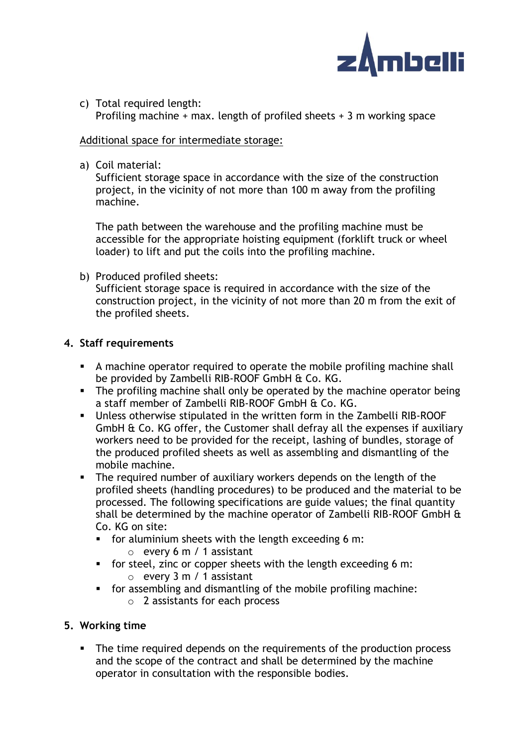c) Total required length:
   Profiling machine + max. length of profiled sheets + 3 m working space

<u>Additional space for intermediate storage:</u>

a) Coil material:
   Sufficient storage space in accordance with the size of the construction project, in the vicinity of not more than 100 m away from the profiling machine.

   The path between the warehouse and the profiling machine must be accessible for the appropriate hoisting equipment (forklift truck or wheel loader) to lift and put the coils into the profiling machine.

b) Produced profiled sheets:
   Sufficient storage space is required in accordance with the size of the construction project, in the vicinity of not more than 20 m from the exit of the profiled sheets.

## 4. Staff requirements

- A machine operator required to operate the mobile profiling machine shall be provided by Zambelli RIB-ROOF GmbH & Co. KG.
- The profiling machine shall only be operated by the machine operator being a staff member of Zambelli RIB-ROOF GmbH & Co. KG.
- Unless otherwise stipulated in the written form in the Zambelli RIB-ROOF GmbH & Co. KG offer, the Customer shall defray all the expenses if auxiliary workers need to be provided for the receipt, lashing of bundles, storage of the produced profiled sheets as well as assembling and dismantling of the mobile machine.
- The required number of auxiliary workers depends on the length of the profiled sheets (handling procedures) to be produced and the material to be processed. The following specifications are guide values; the final quantity shall be determined by the machine operator of Zambelli RIB-ROOF GmbH & Co. KG on site:
  - for aluminium sheets with the length exceeding 6 m:
    - every 6 m / 1 assistant
  - for steel, zinc or copper sheets with the length exceeding 6 m:
    - every 3 m / 1 assistant
  - for assembling and dismantling of the mobile profiling machine:
    - 2 assistants for each process

## 5. Working time

- The time required depends on the requirements of the production process and the scope of the contract and shall be determined by the machine operator in consultation with the responsible bodies.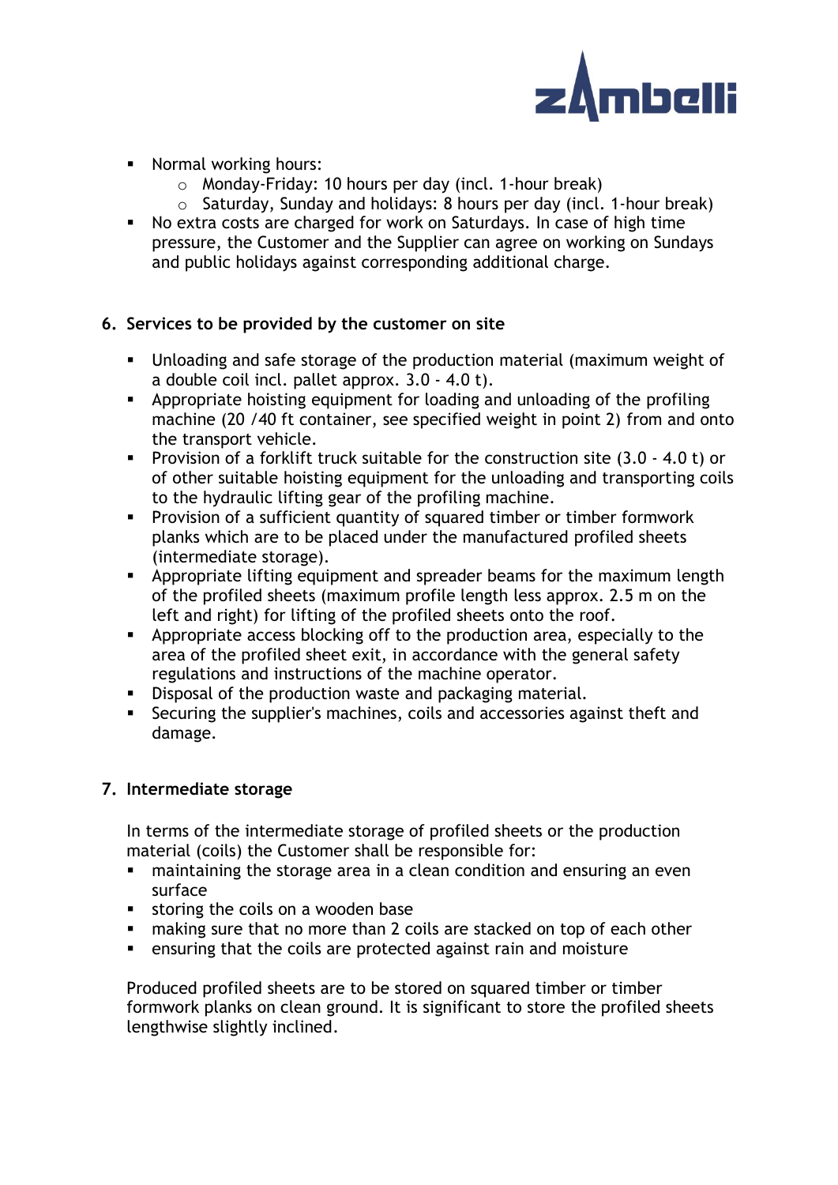- Normal working hours:
  - Monday-Friday: 10 hours per day (incl. 1-hour break)
  - Saturday, Sunday and holidays: 8 hours per day (incl. 1-hour break)
- No extra costs are charged for work on Saturdays. In case of high time pressure, the Customer and the Supplier can agree on working on Sundays and public holidays against corresponding additional charge.

## 6. Services to be provided by the customer on site

- Unloading and safe storage of the production material (maximum weight of a double coil incl. pallet approx. 3.0 - 4.0 t).
- Appropriate hoisting equipment for loading and unloading of the profiling machine (20 /40 ft container, see specified weight in point 2) from and onto the transport vehicle.
- Provision of a forklift truck suitable for the construction site (3.0 - 4.0 t) or of other suitable hoisting equipment for the unloading and transporting coils to the hydraulic lifting gear of the profiling machine.
- Provision of a sufficient quantity of squared timber or timber formwork planks which are to be placed under the manufactured profiled sheets (intermediate storage).
- Appropriate lifting equipment and spreader beams for the maximum length of the profiled sheets (maximum profile length less approx. 2.5 m on the left and right) for lifting of the profiled sheets onto the roof.
- Appropriate access blocking off to the production area, especially to the area of the profiled sheet exit, in accordance with the general safety regulations and instructions of the machine operator.
- Disposal of the production waste and packaging material.
- Securing the supplier's machines, coils and accessories against theft and damage.

## 7. Intermediate storage

In terms of the intermediate storage of profiled sheets or the production material (coils) the Customer shall be responsible for:

- maintaining the storage area in a clean condition and ensuring an even surface
- storing the coils on a wooden base
- making sure that no more than 2 coils are stacked on top of each other
- ensuring that the coils are protected against rain and moisture

Produced profiled sheets are to be stored on squared timber or timber formwork planks on clean ground. It is significant to store the profiled sheets lengthwise slightly inclined.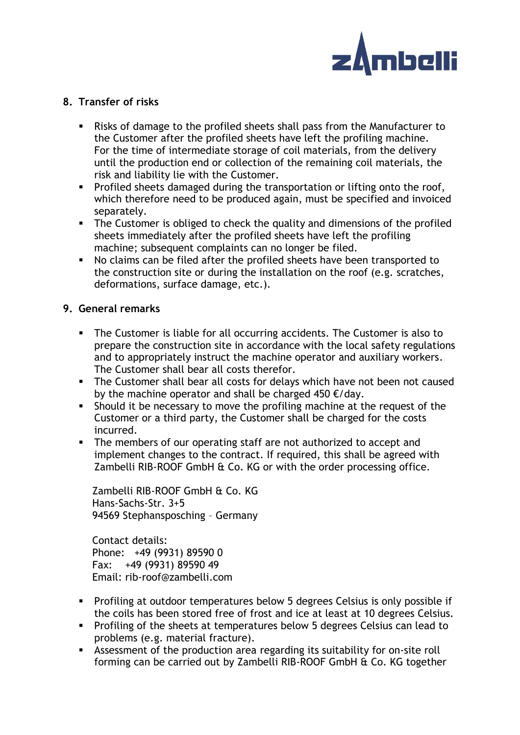## 8. Transfer of risks

- Risks of damage to the profiled sheets shall pass from the Manufacturer to the Customer after the profiled sheets have left the profiling machine. For the time of intermediate storage of coil materials, from the delivery until the production end or collection of the remaining coil materials, the risk and liability lie with the Customer.
- Profiled sheets damaged during the transportation or lifting onto the roof, which therefore need to be produced again, must be specified and invoiced separately.
- The Customer is obliged to check the quality and dimensions of the profiled sheets immediately after the profiled sheets have left the profiling machine; subsequent complaints can no longer be filed.
- No claims can be filed after the profiled sheets have been transported to the construction site or during the installation on the roof (e.g. scratches, deformations, surface damage, etc.).

## 9. General remarks

- The Customer is liable for all occurring accidents. The Customer is also to prepare the construction site in accordance with the local safety regulations and to appropriately instruct the machine operator and auxiliary workers. The Customer shall bear all costs therefor.
- The Customer shall bear all costs for delays which have not been not caused by the machine operator and shall be charged 450 €/day.
- Should it be necessary to move the profiling machine at the request of the Customer or a third party, the Customer shall be charged for the costs incurred.
- The members of our operating staff are not authorized to accept and implement changes to the contract. If required, this shall be agreed with Zambelli RIB-ROOF GmbH & Co. KG or with the order processing office.

  Zambelli RIB-ROOF GmbH & Co. KG
  Hans-Sachs-Str. 3+5
  94569 Stephansposching – Germany

  Contact details:
  Phone: +49 (9931) 89590 0
  Fax: +49 (9931) 89590 49
  Email: rib-roof@zambelli.com

- Profiling at outdoor temperatures below 5 degrees Celsius is only possible if the coils has been stored free of frost and ice at least at 10 degrees Celsius.
- Profiling of the sheets at temperatures below 5 degrees Celsius can lead to problems (e.g. material fracture).
- Assessment of the production area regarding its suitability for on-site roll forming can be carried out by Zambelli RIB-ROOF GmbH & Co. KG together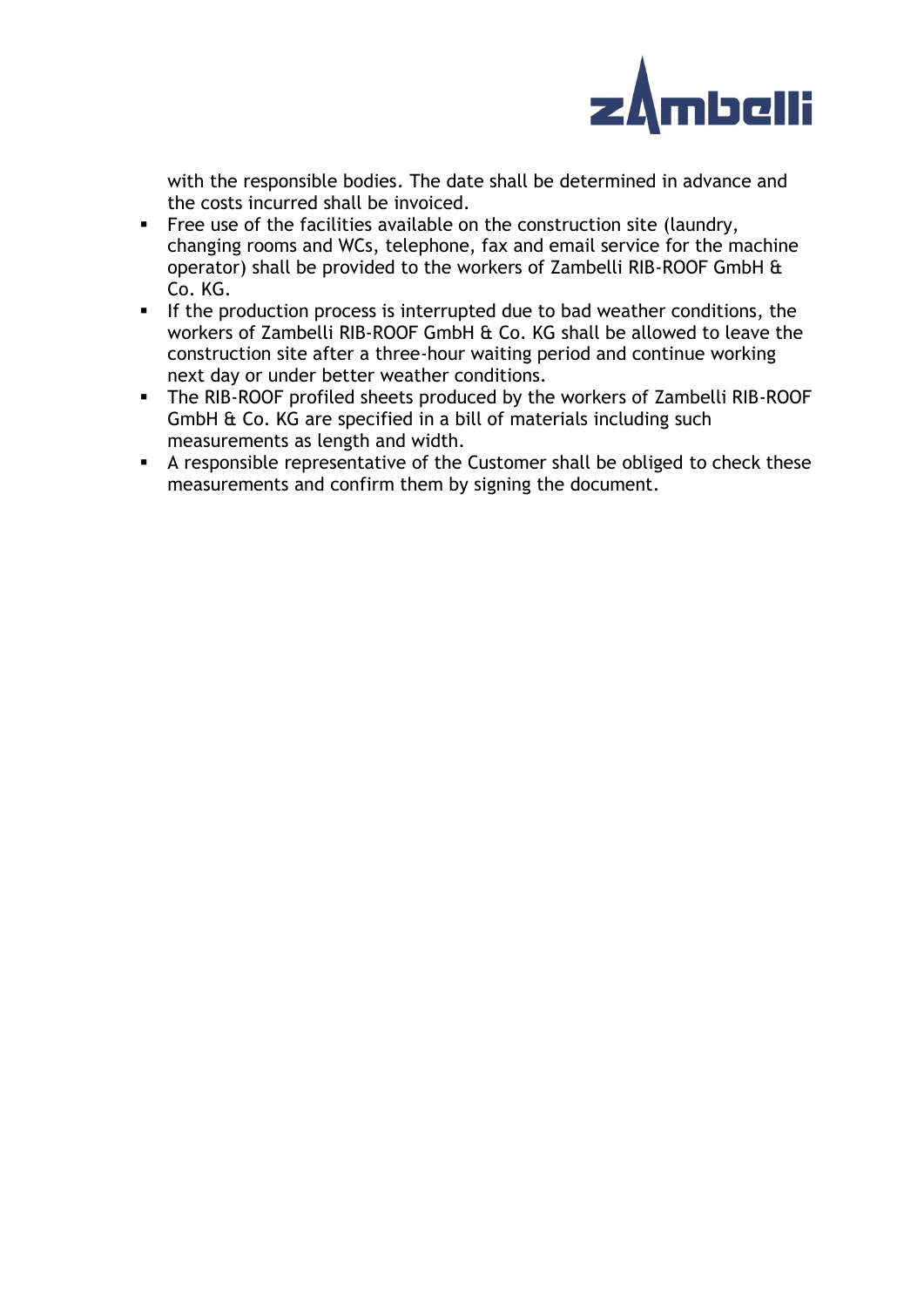with the responsible bodies. The date shall be determined in advance and the costs incurred shall be invoiced.

- Free use of the facilities available on the construction site (laundry, changing rooms and WCs, telephone, fax and email service for the machine operator) shall be provided to the workers of Zambelli RIB-ROOF GmbH & Co. KG.
- If the production process is interrupted due to bad weather conditions, the workers of Zambelli RIB-ROOF GmbH & Co. KG shall be allowed to leave the construction site after a three-hour waiting period and continue working next day or under better weather conditions.
- The RIB-ROOF profiled sheets produced by the workers of Zambelli RIB-ROOF GmbH & Co. KG are specified in a bill of materials including such measurements as length and width.
- A responsible representative of the Customer shall be obliged to check these measurements and confirm them by signing the document.